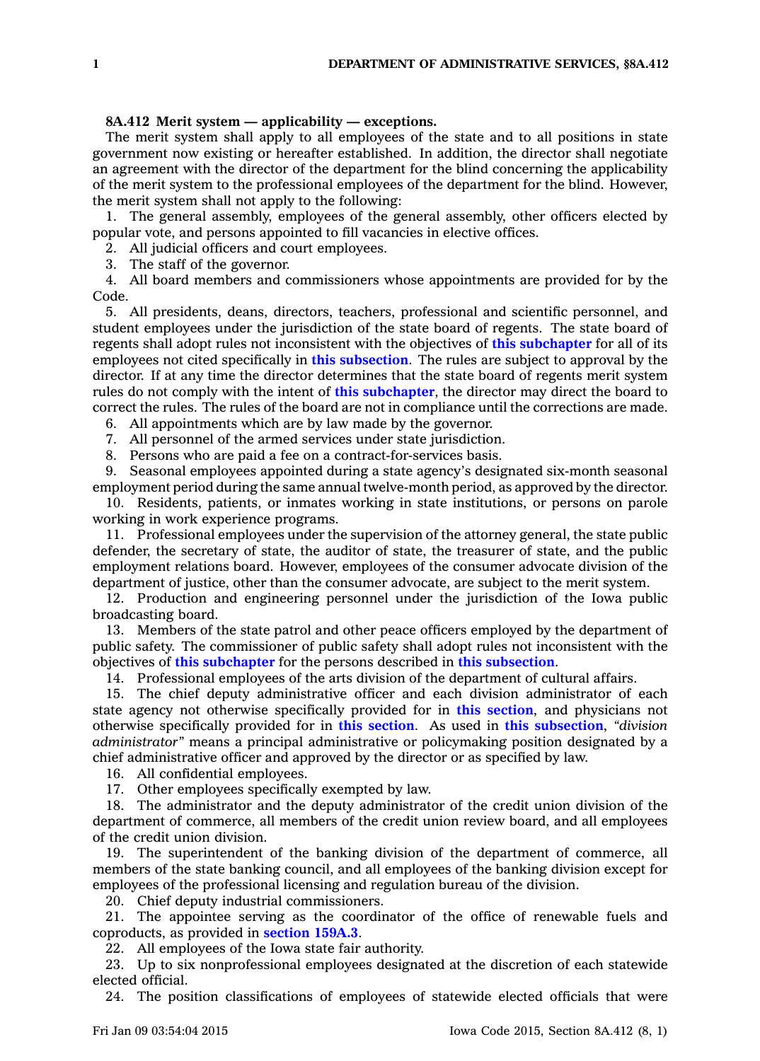**8A.412 Merit system — applicability — exceptions.**

The merit system shall apply to all employees of the state and to all positions in state government now existing or hereafter established. In addition, the director shall negotiate an agreement with the director of the department for the blind concerning the applicability of the merit system to the professional employees of the department for the blind. However, the merit system shall not apply to the following:

1. The general assembly, employees of the general assembly, other officers elected by popular vote, and persons appointed to fill vacancies in elective offices.
2. All judicial officers and court employees.
3. The staff of the governor.
4. All board members and commissioners whose appointments are provided for by the Code.
5. All presidents, deans, directors, teachers, professional and scientific personnel, and student employees under the jurisdiction of the state board of regents. The state board of regents shall adopt rules not inconsistent with the objectives of **this subchapter** for all of its employees not cited specifically in **this subsection**. The rules are subject to approval by the director. If at any time the director determines that the state board of regents merit system rules do not comply with the intent of **this subchapter**, the director may direct the board to correct the rules. The rules of the board are not in compliance until the corrections are made.
6. All appointments which are by law made by the governor.
7. All personnel of the armed services under state jurisdiction.
8. Persons who are paid a fee on a contract-for-services basis.
9. Seasonal employees appointed during a state agency's designated six-month seasonal employment period during the same annual twelve-month period, as approved by the director.
10. Residents, patients, or inmates working in state institutions, or persons on parole working in work experience programs.
11. Professional employees under the supervision of the attorney general, the state public defender, the secretary of state, the auditor of state, the treasurer of state, and the public employment relations board. However, employees of the consumer advocate division of the department of justice, other than the consumer advocate, are subject to the merit system.
12. Production and engineering personnel under the jurisdiction of the Iowa public broadcasting board.
13. Members of the state patrol and other peace officers employed by the department of public safety. The commissioner of public safety shall adopt rules not inconsistent with the objectives of **this subchapter** for the persons described in **this subsection**.
14. Professional employees of the arts division of the department of cultural affairs.
15. The chief deputy administrative officer and each division administrator of each state agency not otherwise specifically provided for in **this section**, and physicians not otherwise specifically provided for in **this section**. As used in **this subsection**, *"division administrator"* means a principal administrative or policymaking position designated by a chief administrative officer and approved by the director or as specified by law.
16. All confidential employees.
17. Other employees specifically exempted by law.
18. The administrator and the deputy administrator of the credit union division of the department of commerce, all members of the credit union review board, and all employees of the credit union division.
19. The superintendent of the banking division of the department of commerce, all members of the state banking council, and all employees of the banking division except for employees of the professional licensing and regulation bureau of the division.
20. Chief deputy industrial commissioners.
21. The appointee serving as the coordinator of the office of renewable fuels and coproducts, as provided in **section 159A.3**.
22. All employees of the Iowa state fair authority.
23. Up to six nonprofessional employees designated at the discretion of each statewide elected official.
24. The position classifications of employees of statewide elected officials that were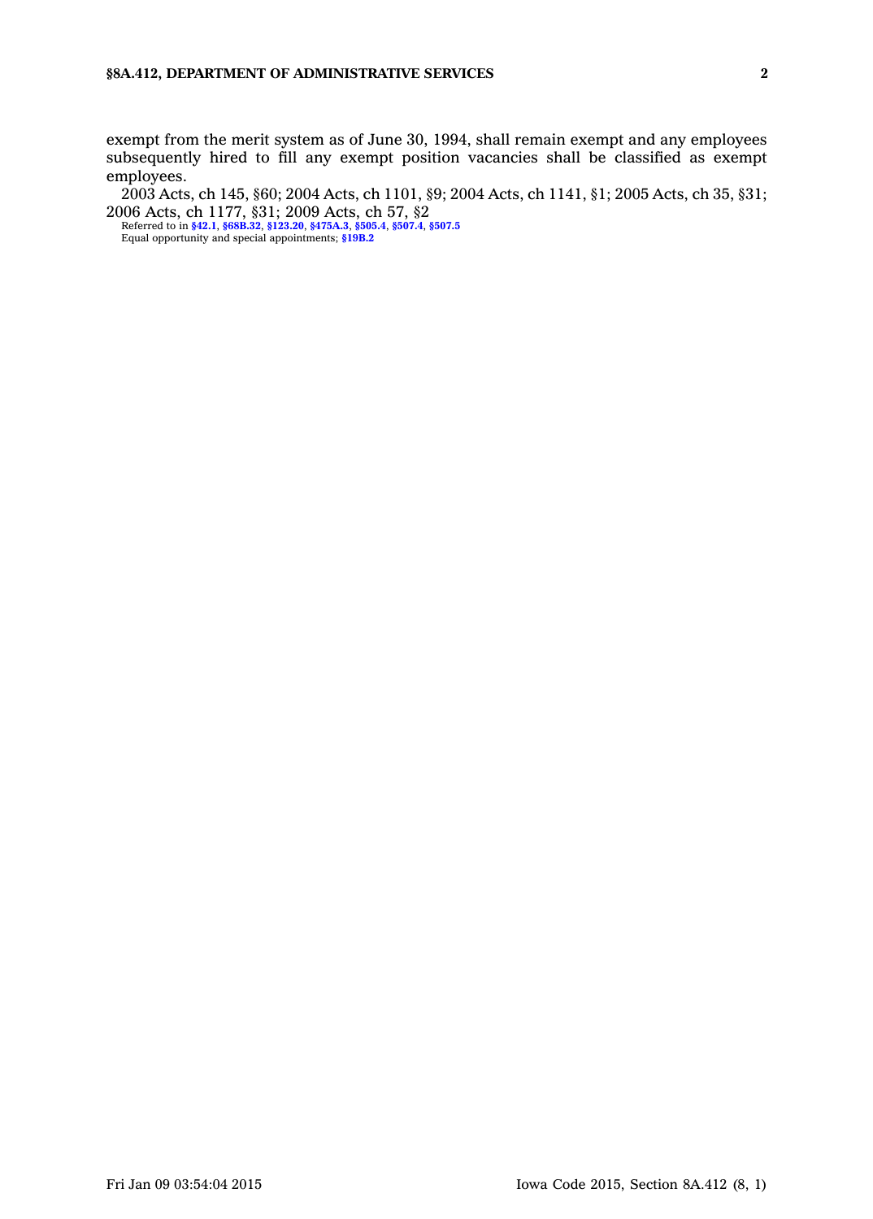exempt from the merit system as of June 30, 1994, shall remain exempt and any employees subsequently hired to fill any exempt position vacancies shall be classified as exempt employees.

2003 Acts, ch 145, §60; 2004 Acts, ch 1101, §9; 2004 Acts, ch 1141, §1; 2005 Acts, ch 35, §31; 2006 Acts, ch 1177, §31; 2009 Acts, ch 57, §2

Referred to in §42.1, §68B.32, §123.20, §475A.3, §505.4, §507.4, §507.5

Equal opportunity and special appointments; §19B.2